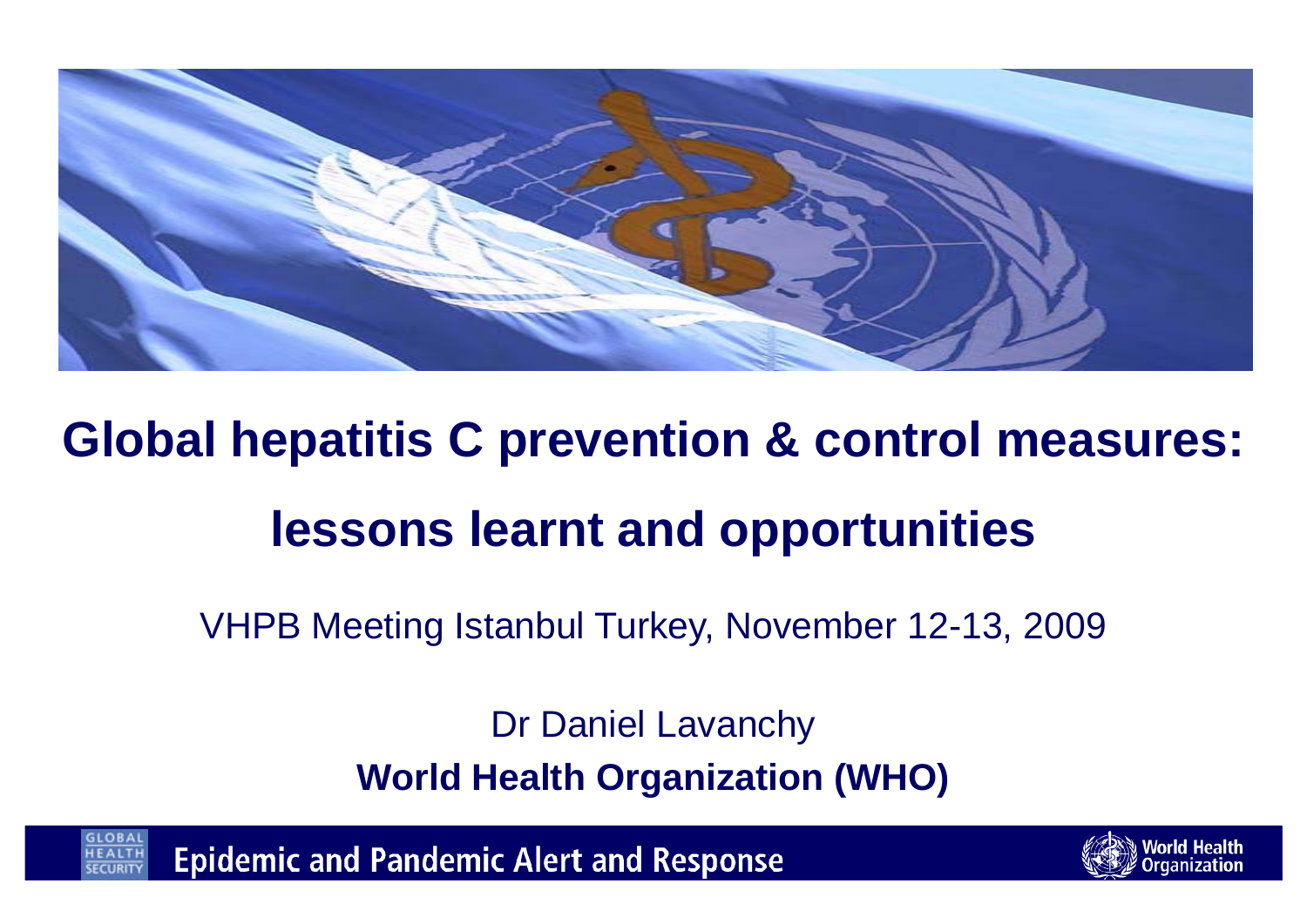# Global hepatitis C prevention & control measures: lessons learnt and opportunities

VHPB Meeting Istanbul Turkey, November 12-13, 2009

Dr Daniel Lavanchy

**World Health Organization (WHO)**

Epidemic and Pandemic Alert and Response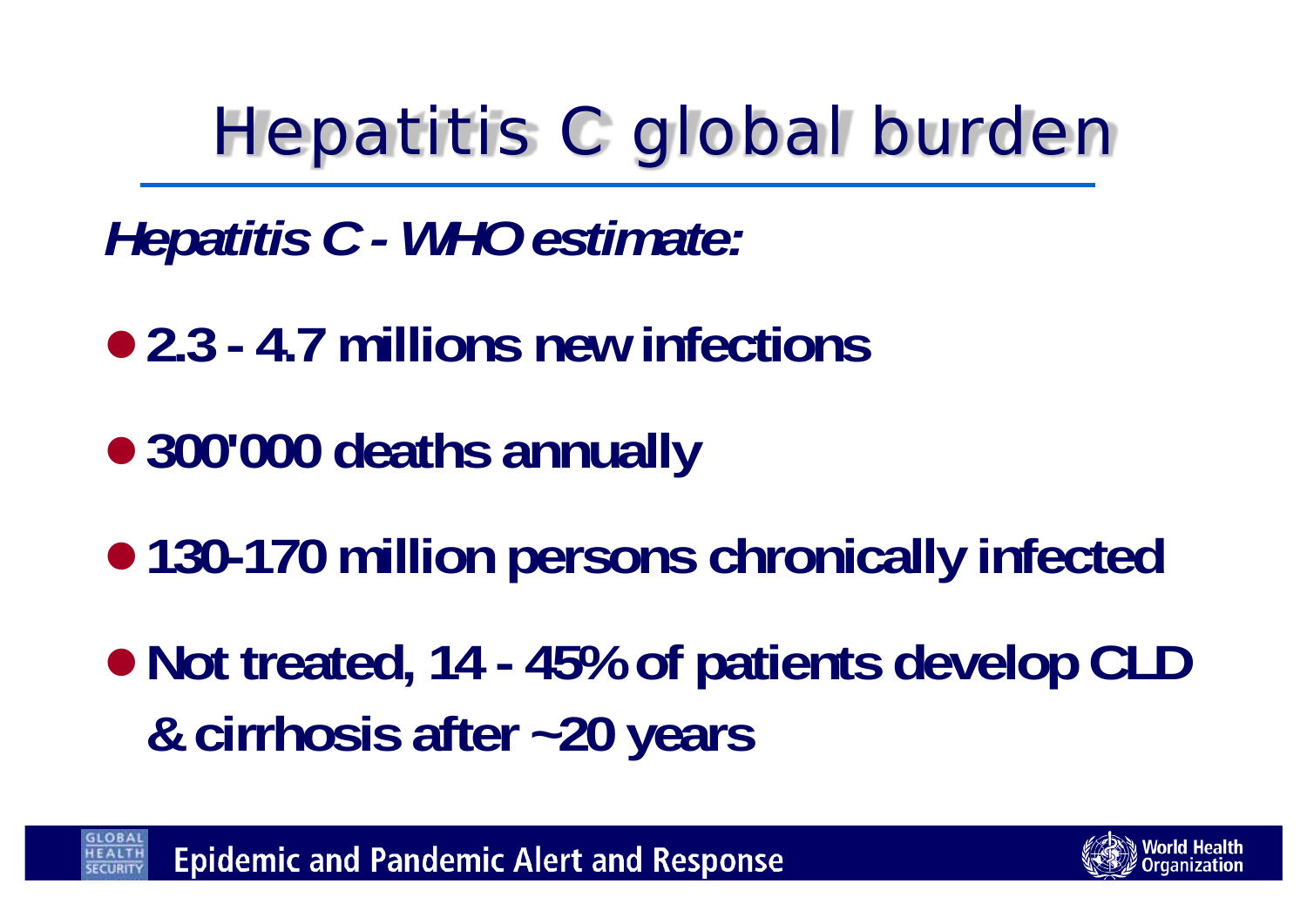# Hepatitis C global burden

***Hepatitis C - WHO estimate:***

- **2.3 - 4.7 millions new infections**
- **300'000 deaths annually**
- **130-170 million persons chronically infected**
- **Not treated, 14 - 45% of patients develop CLD & cirrhosis after ~20 years**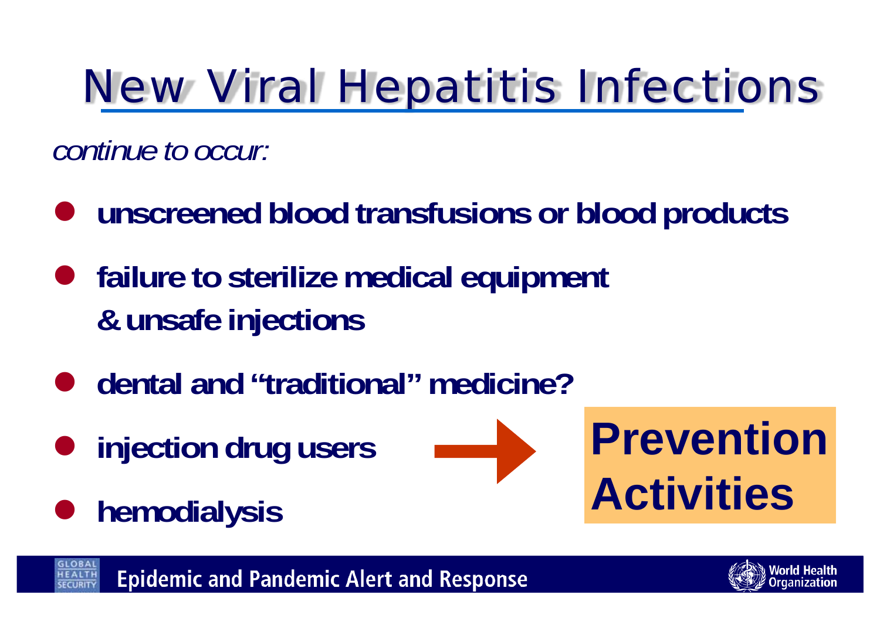# New Viral Hepatitis Infections

*continue to occur:*

- **unscreened blood transfusions or blood products**
- **failure to sterilize medical equipment & unsafe injections**
- **dental and "traditional" medicine?**
- **injection drug users**
- **hemodialysis**

→ **Prevention Activities**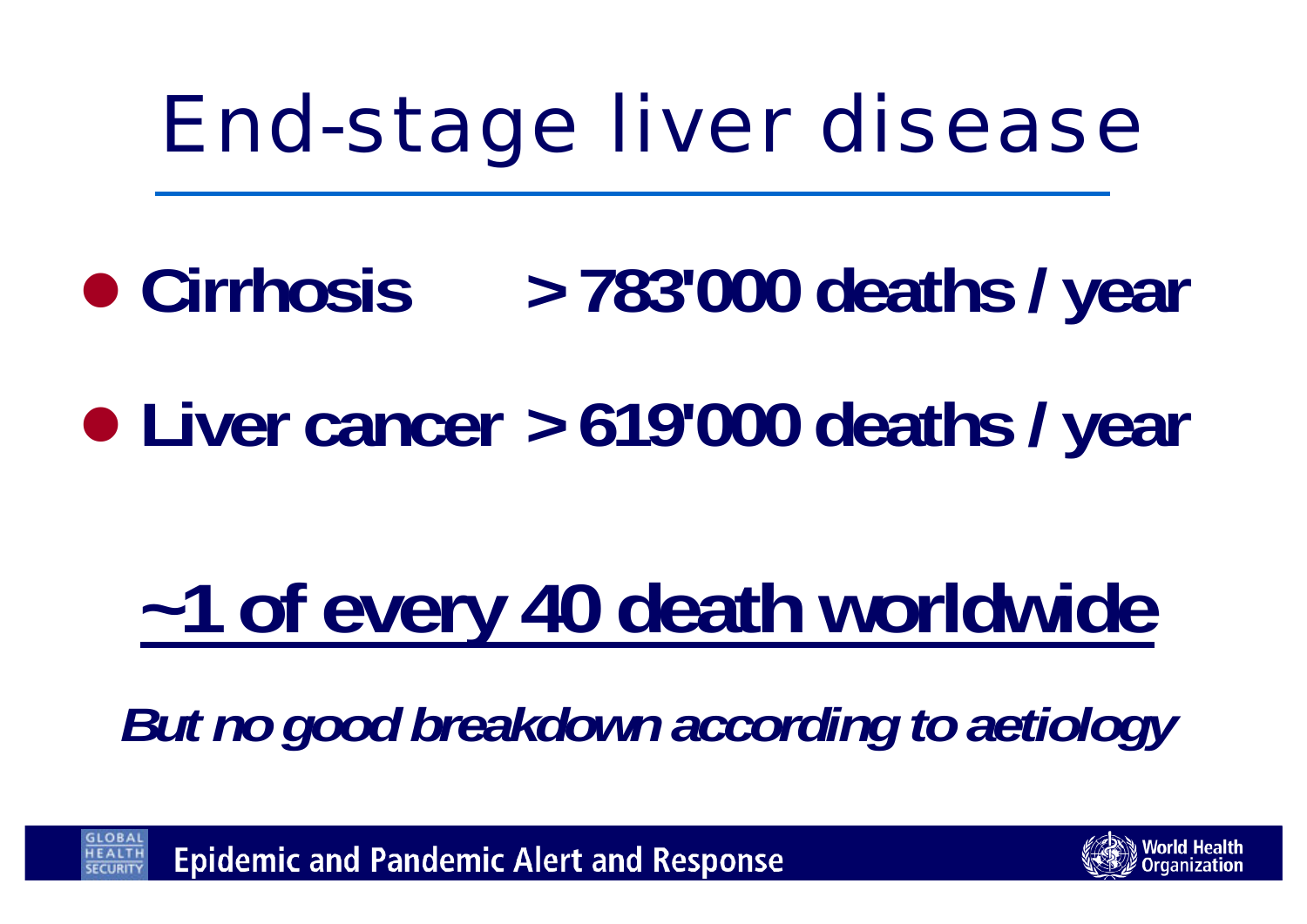# End-stage liver disease

- **Cirrhosis > 783'000 deaths / year**
- **Liver cancer > 619'000 deaths / year**

**~1 of every 40 death worldwide**

***But no good breakdown according to aetiology***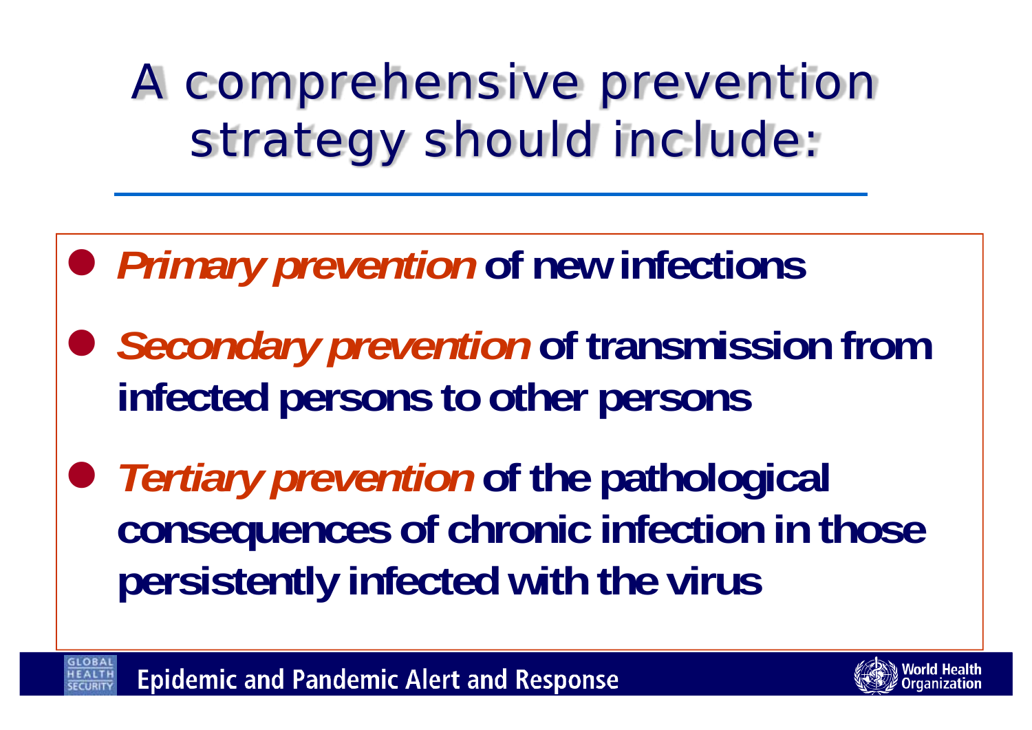# A comprehensive prevention strategy should include:

- ***Primary prevention*** **of new infections**
- ***Secondary prevention*** **of transmission from infected persons to other persons**
- ***Tertiary prevention*** **of the pathological consequences of chronic infection in those persistently infected with the virus**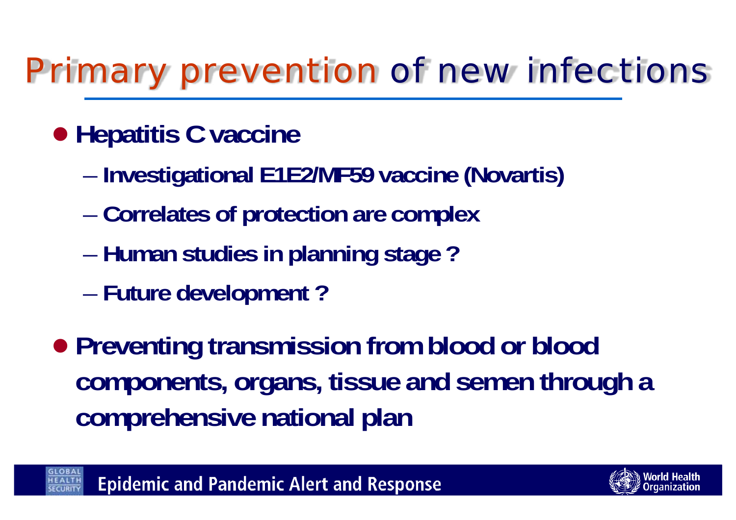# Primary prevention of new infections

- **Hepatitis C vaccine**
  - **Investigational E1E2/MF59 vaccine (Novartis)**
  - **Correlates of protection are complex**
  - **Human studies in planning stage ?**
  - **Future development ?**
- **Preventing transmission from blood or blood components, organs, tissue and semen through a comprehensive national plan**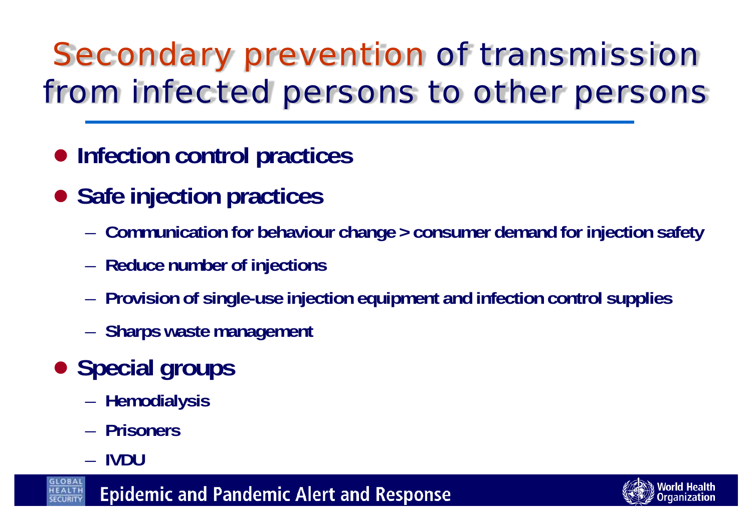# Secondary prevention of transmission from infected persons to other persons

- **Infection control practices**
- **Safe injection practices**
  - **Communication for behaviour change > consumer demand for injection safety**
  - **Reduce number of injections**
  - **Provision of single-use injection equipment and infection control supplies**
  - **Sharps waste management**
- **Special groups**
  - **Hemodialysis**
  - **Prisoners**
  - **IVDU**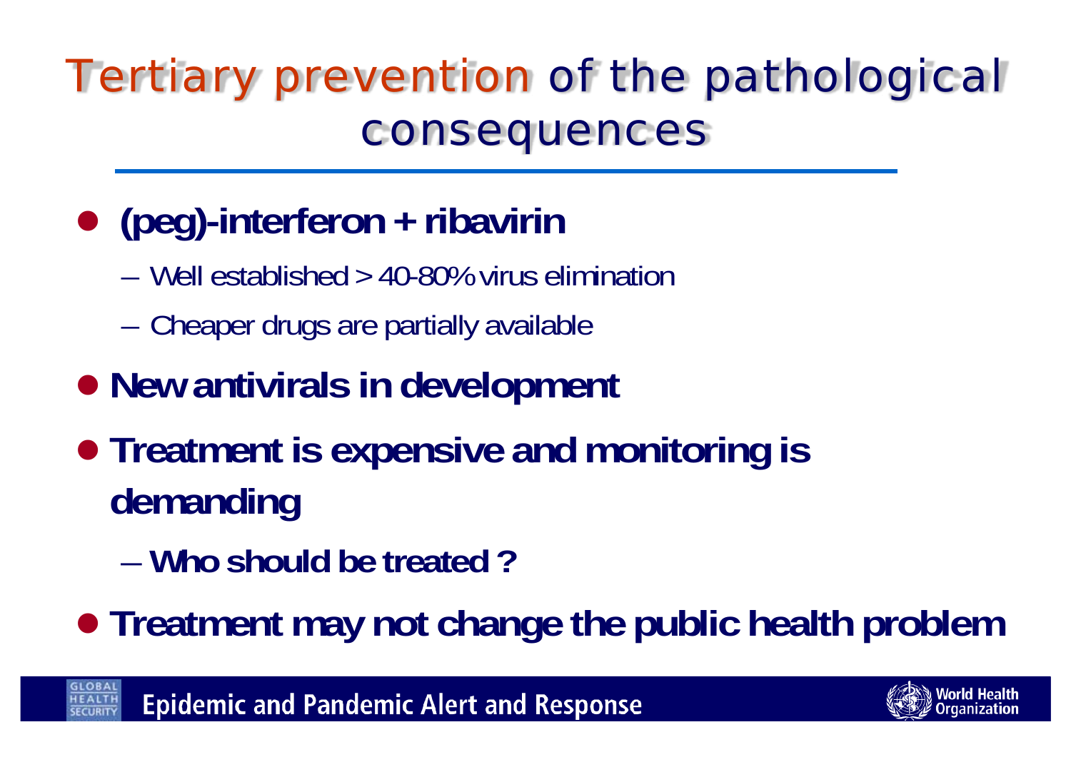# Tertiary prevention of the pathological consequences

- **(peg)-interferon + ribavirin**
  - Well established > 40-80% virus elimination
  - Cheaper drugs are partially available
- **New antivirals in development**
- **Treatment is expensive and monitoring is demanding**
  - **Who should be treated ?**
- **Treatment may not change the public health problem**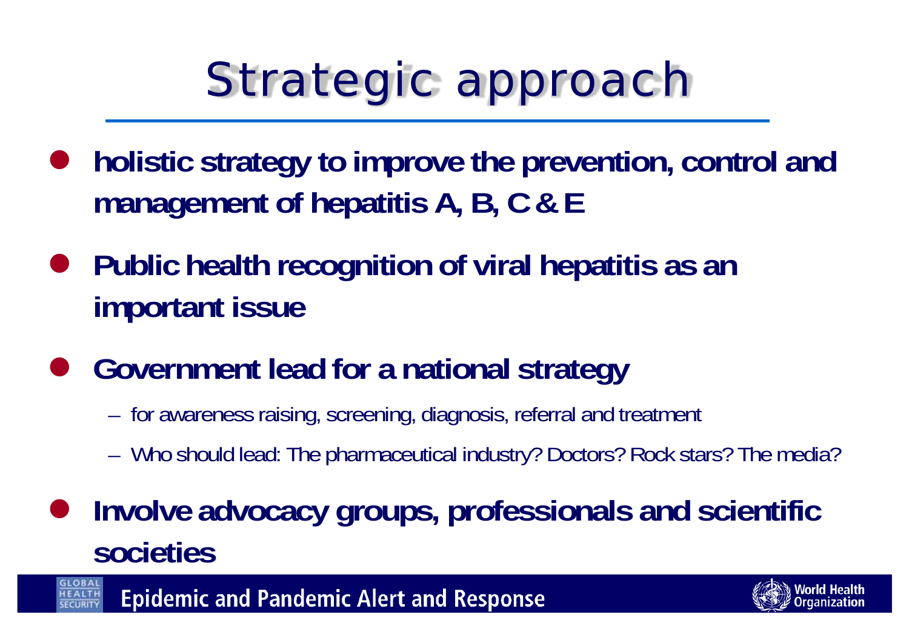# Strategic approach

- **holistic strategy to improve the prevention, control and management of hepatitis A, B, C & E**
- **Public health recognition of viral hepatitis as an important issue**
- **Government lead for a national strategy**
  - for awareness raising, screening, diagnosis, referral and treatment
  - Who should lead: The pharmaceutical industry? Doctors? Rock stars? The media?
- **Involve advocacy groups, professionals and scientific societies**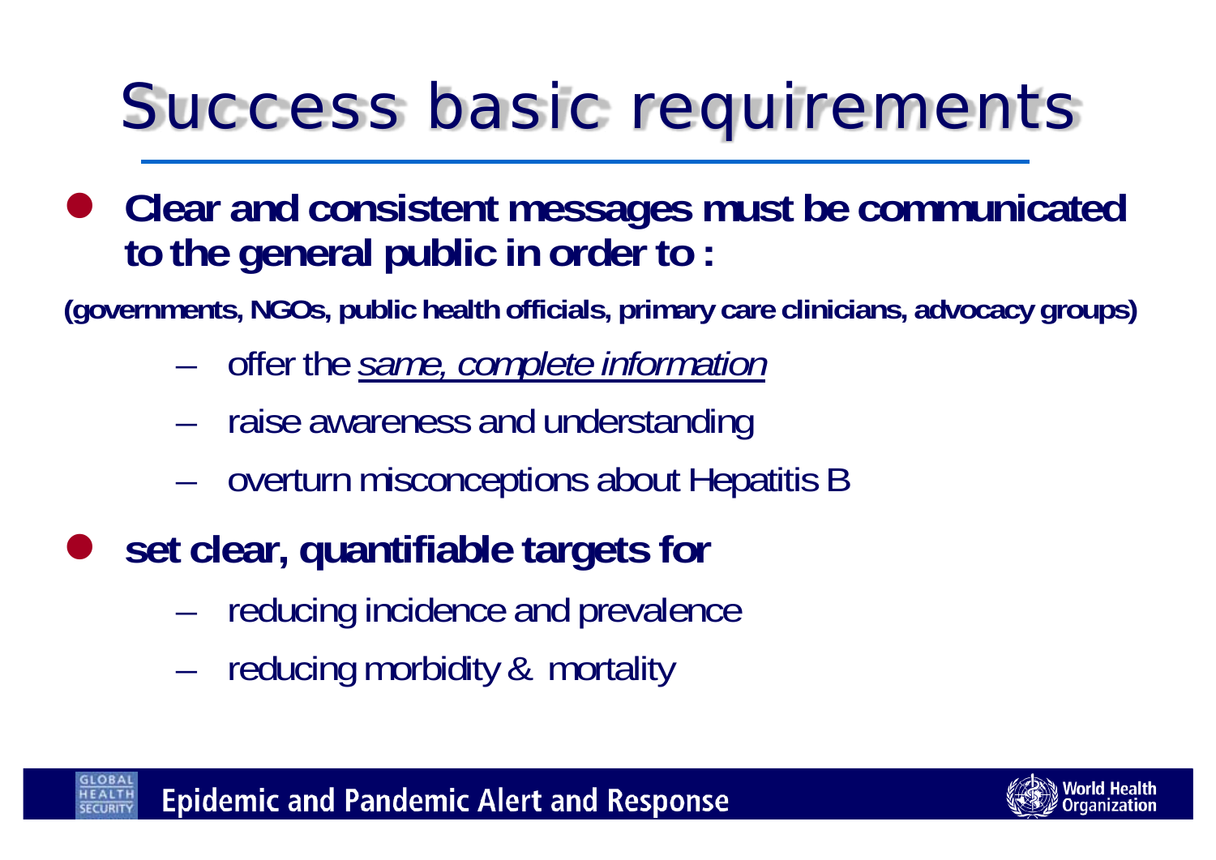# Success basic requirements

- **Clear and consistent messages must be communicated to the general public in order to :**

**(governments, NGOs, public health officials, primary care clinicians, advocacy groups)**

  - offer the <u>*same, complete information*</u>
  - raise awareness and understanding
  - overturn misconceptions about Hepatitis B

- **set clear, quantifiable targets for**
  - reducing incidence and prevalence
  - reducing morbidity & mortality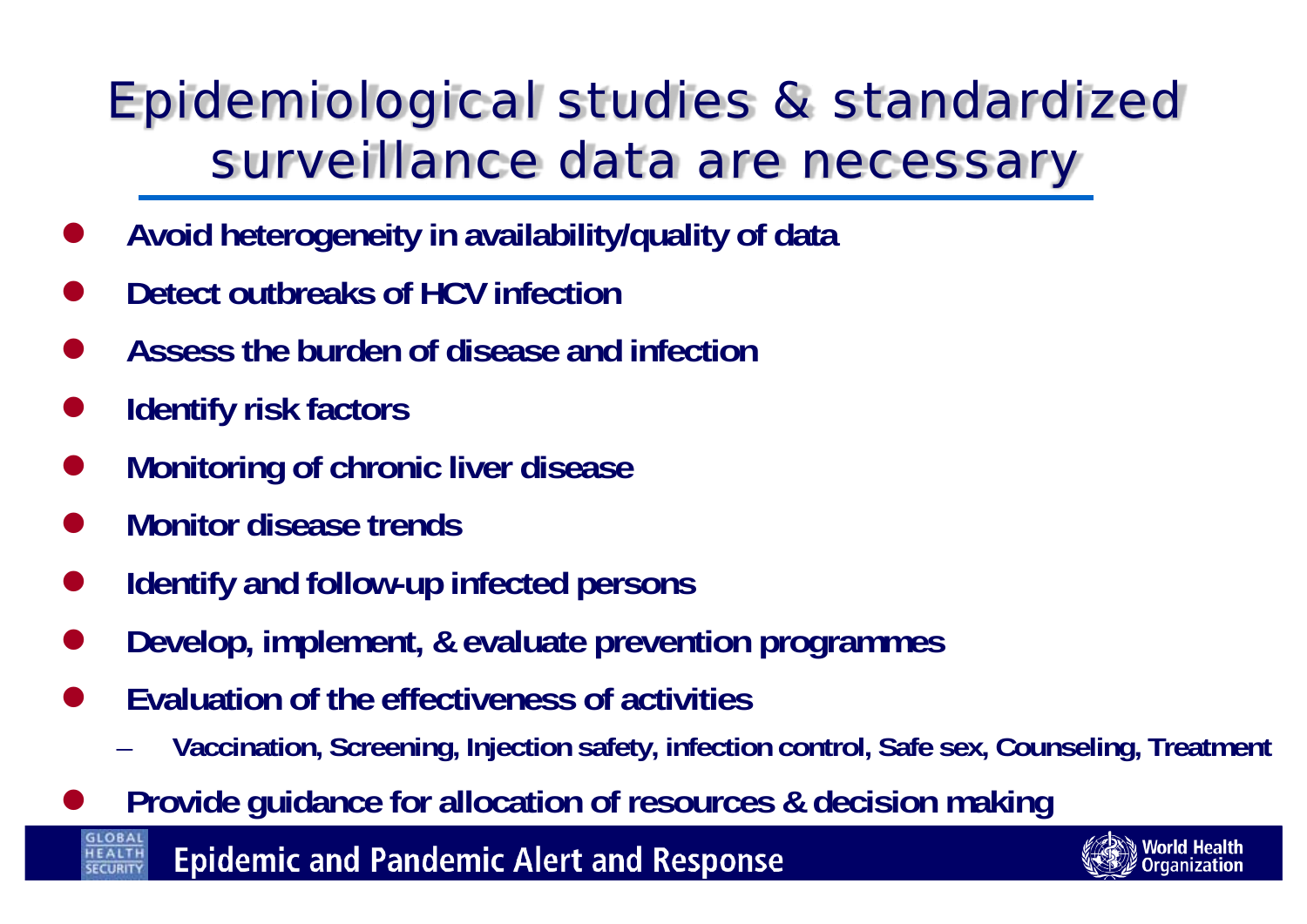# Epidemiological studies & standardized surveillance data are necessary

- **Avoid heterogeneity in availability/quality of data**
- **Detect outbreaks of HCV infection**
- **Assess the burden of disease and infection**
- **Identify risk factors**
- **Monitoring of chronic liver disease**
- **Monitor disease trends**
- **Identify and follow-up infected persons**
- **Develop, implement, & evaluate prevention programmes**
- **Evaluation of the effectiveness of activities**
  - **Vaccination, Screening, Injection safety, infection control, Safe sex, Counseling, Treatment**
- **Provide guidance for allocation of resources & decision making**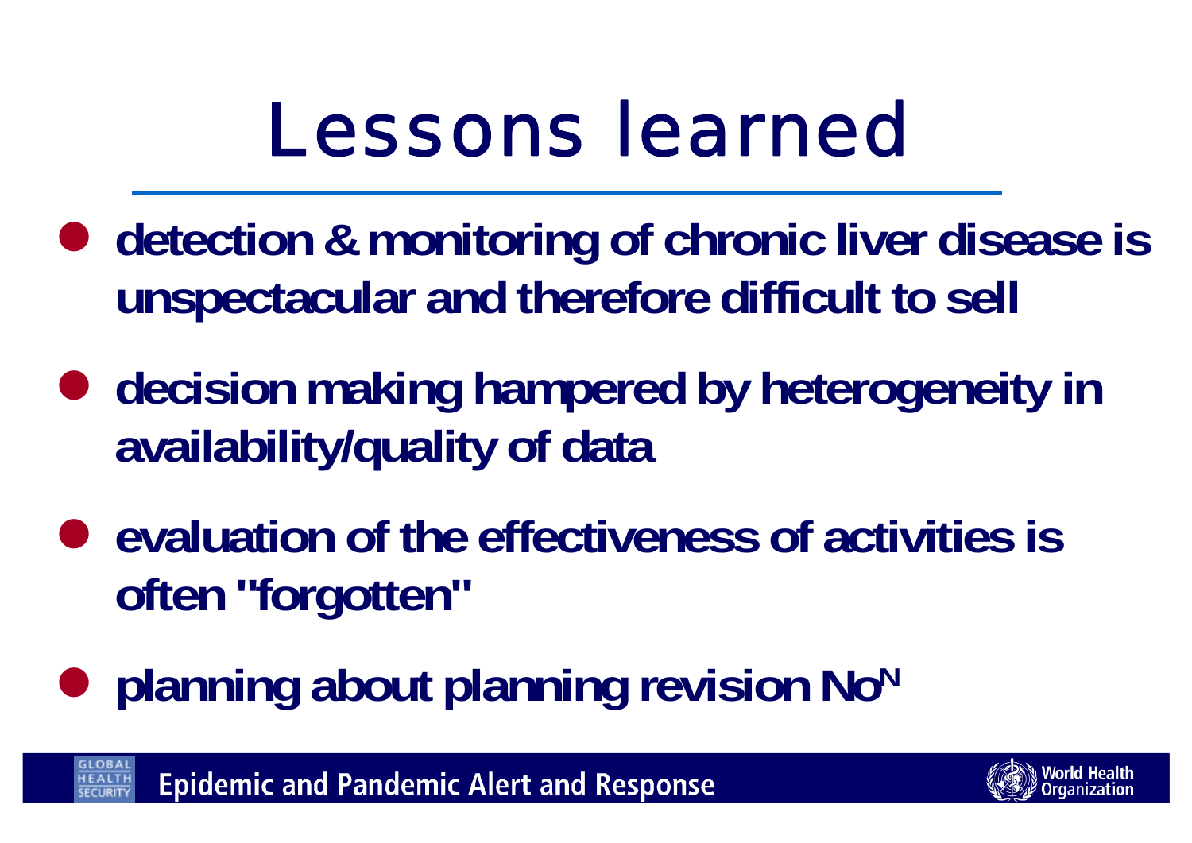# Lessons learned

- **detection & monitoring of chronic liver disease is unspectacular and therefore difficult to sell**
- **decision making hampered by heterogeneity in availability/quality of data**
- **evaluation of the effectiveness of activities is often "forgotten"**
- **planning about planning revision No$^N$**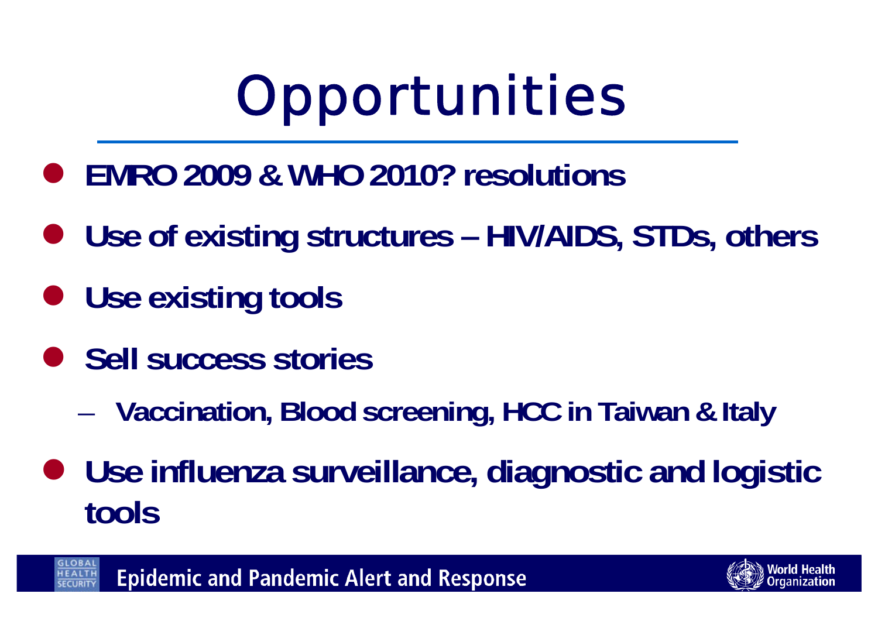# Opportunities

- **EMRO 2009 & WHO 2010? resolutions**
- **Use of existing structures – HIV/AIDS, STDs, others**
- **Use existing tools**
- **Sell success stories**
  - **Vaccination, Blood screening, HCC in Taiwan & Italy**
- **Use influenza surveillance, diagnostic and logistic tools**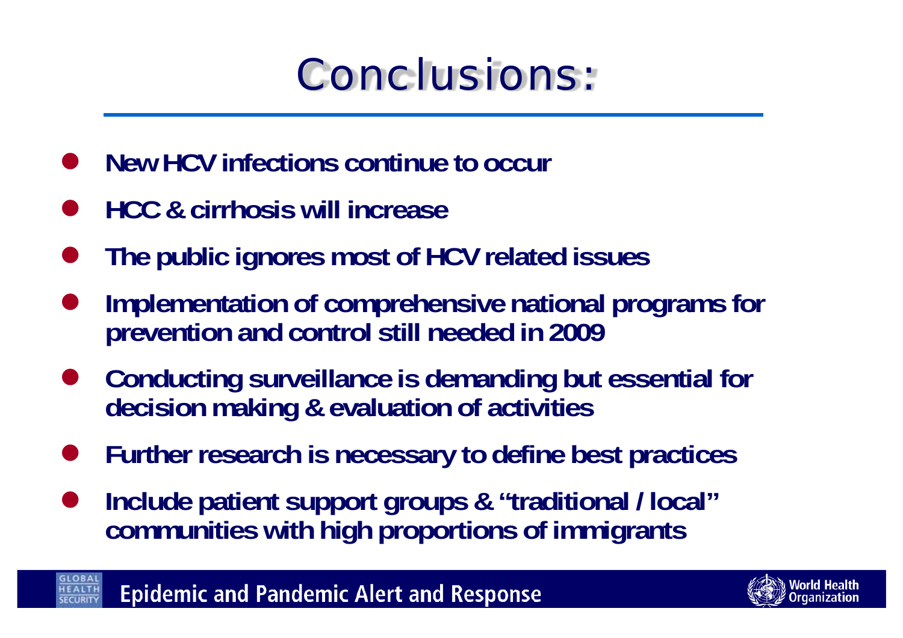# Conclusions:

- **New HCV infections continue to occur**
- **HCC & cirrhosis will increase**
- **The public ignores most of HCV related issues**
- **Implementation of comprehensive national programs for prevention and control still needed in 2009**
- **Conducting surveillance is demanding but essential for decision making & evaluation of activities**
- **Further research is necessary to define best practices**
- **Include patient support groups & "traditional / local" communities with high proportions of immigrants**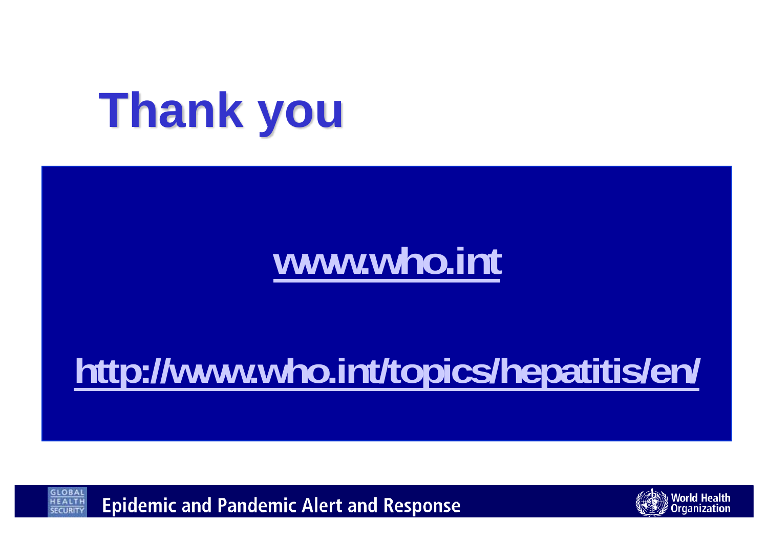# Thank you

www.who.int

http://www.who.int/topics/hepatitis/en/